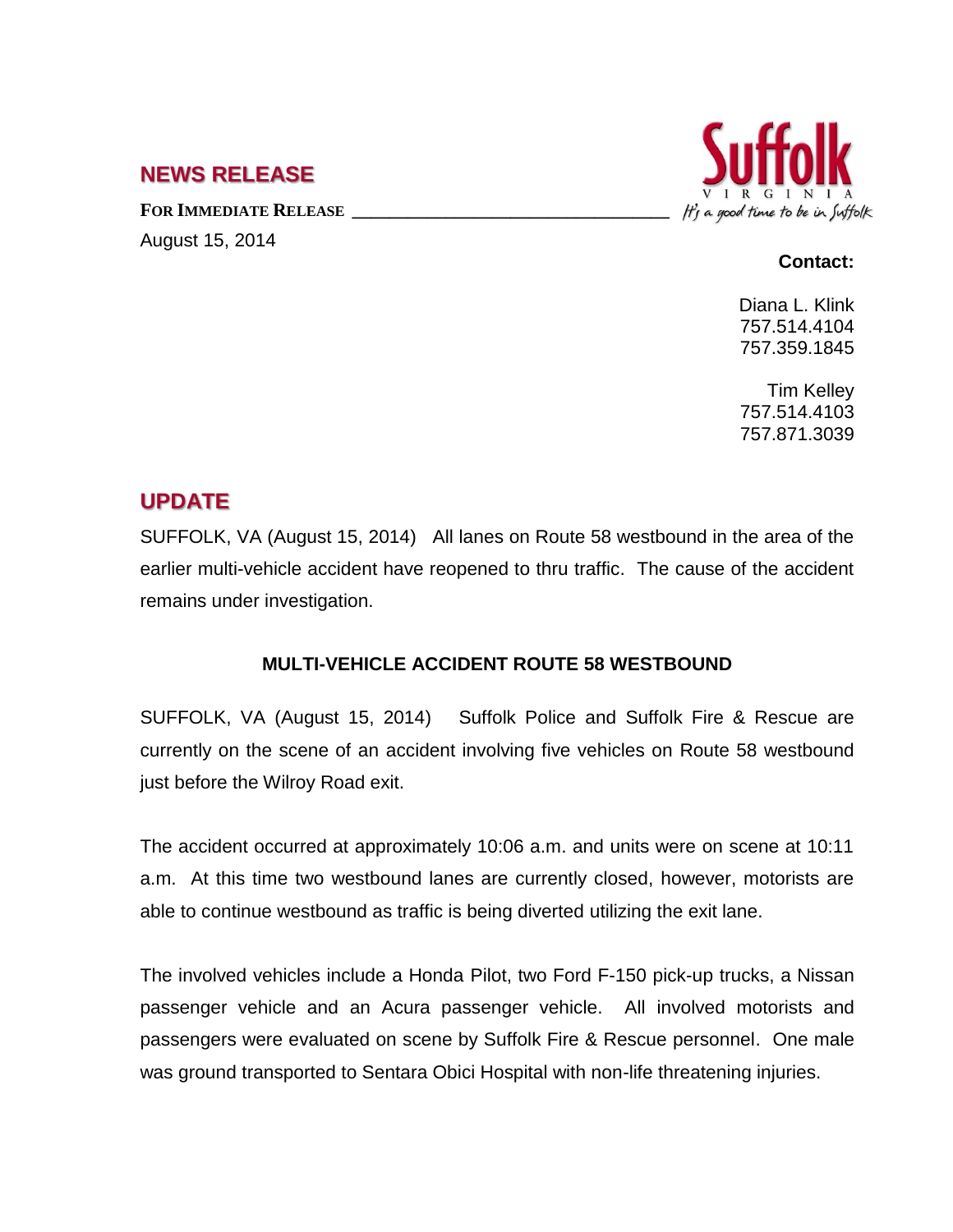## NEWS RELEASE

**FOR IMMEDIATE RELEASE**

August 15, 2014

Suffolk
VIRGINIA
It's a good time to be in Suffolk

**Contact:**

Diana L. Klink
757.514.4104
757.359.1845

Tim Kelley
757.514.4103
757.871.3039

## UPDATE

SUFFOLK, VA (August 15, 2014) All lanes on Route 58 westbound in the area of the earlier multi-vehicle accident have reopened to thru traffic. The cause of the accident remains under investigation.

### MULTI-VEHICLE ACCIDENT ROUTE 58 WESTBOUND

SUFFOLK, VA (August 15, 2014) Suffolk Police and Suffolk Fire & Rescue are currently on the scene of an accident involving five vehicles on Route 58 westbound just before the Wilroy Road exit.

The accident occurred at approximately 10:06 a.m. and units were on scene at 10:11 a.m. At this time two westbound lanes are currently closed, however, motorists are able to continue westbound as traffic is being diverted utilizing the exit lane.

The involved vehicles include a Honda Pilot, two Ford F-150 pick-up trucks, a Nissan passenger vehicle and an Acura passenger vehicle. All involved motorists and passengers were evaluated on scene by Suffolk Fire & Rescue personnel. One male was ground transported to Sentara Obici Hospital with non-life threatening injuries.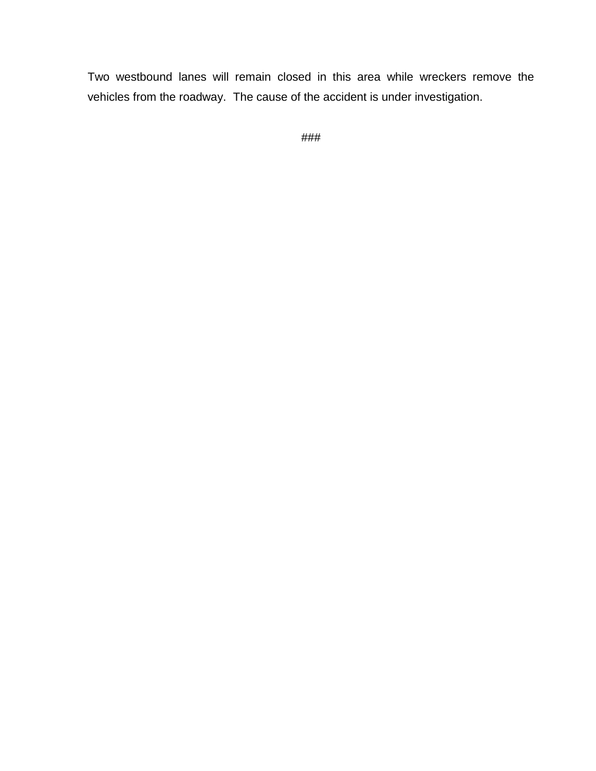Two westbound lanes will remain closed in this area while wreckers remove the vehicles from the roadway.  The cause of the accident is under investigation.

###